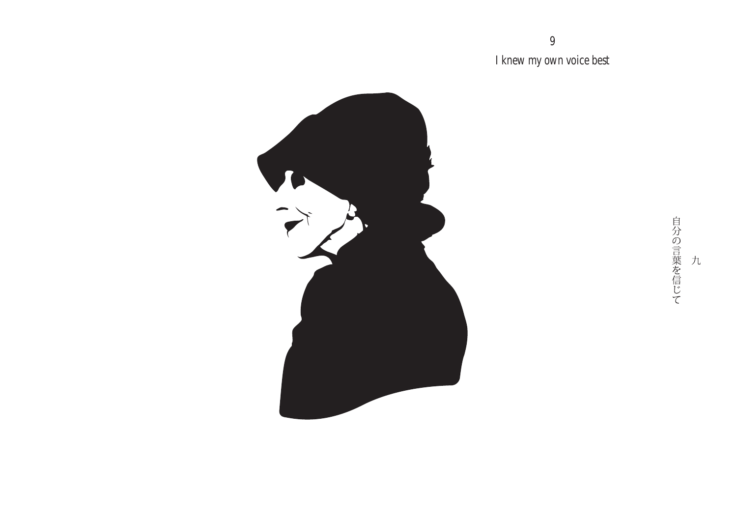# 9

## I knew my own voice best

九

自分の言葉を信じて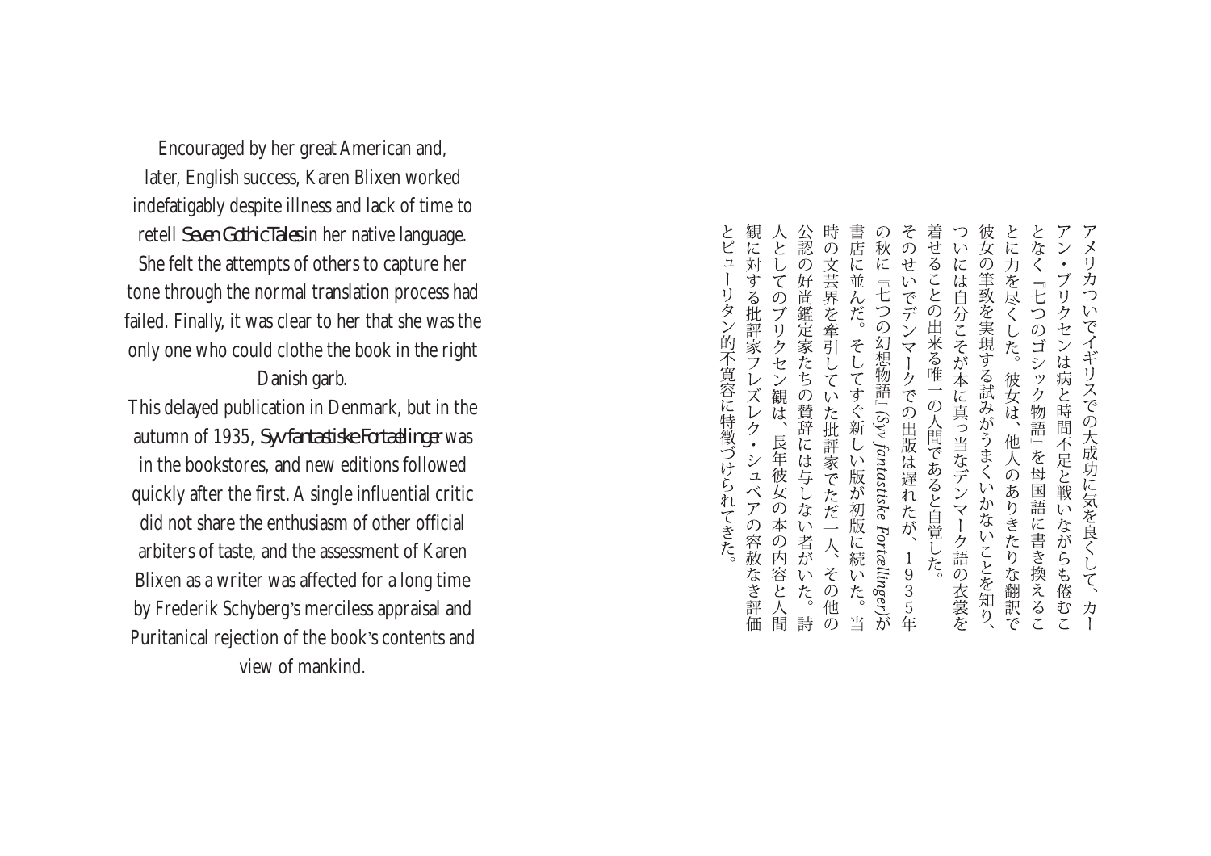Encouraged by her great American and, later, English success, Karen Blixen worked indefatigably despite illness and lack of time to retell *Seven Gothic Tales* in her native language. She felt the attempts of others to capture her tone through the normal translation process had failed. Finally, it was clear to her that she was the only one who could clothe the book in the right Danish garb.

This delayed publication in Denmark, but in the autumn of 1935, *Syv fantastiske Fortællinger* was in the bookstores, and new editions followed quickly after the first. A single influential critic did not share the enthusiasm of other official arbiters of taste, and the assessment of Karen Blixen as a writer was affected for a long time by Frederik Schyberg's merciless appraisal and Puritanical rejection of the book's contents and view of mankind.

アメリカついでイギリスでの大成功に気を良くして、カーアン・ブリクセンは病と時間不足と戦いながらも倦むことなく『七つのゴシック物語』を母国語に書き換えることに力を尽くした。彼女は、他人のありきたりな翻訳で彼女の筆致を実現する試みがうまくいかないことを知り、ついには自分こそが本に真っ当なデンマーク語の衣裳を着せることの出来る唯一の人間であると自覚した。

そのせいでデンマークでの出版は遅れたが、１９３５年の秋に『七つの幻想物語』*(Syv fantastiske Fortællinger)*が書店に並んだ。そしてすぐ新しい版が初版に続いた。当時の文芸界を牽引していた批評家でただ一人、その他の公認の好尚鑑定家たちの賛辞には与しない者がいた。詩人としてのブリクセン観は、長年彼女の本の内容と人間観に対する批評家フレズレク・シュベアの容赦なき評価とピューリタン的不寛容に特徴づけられてきた。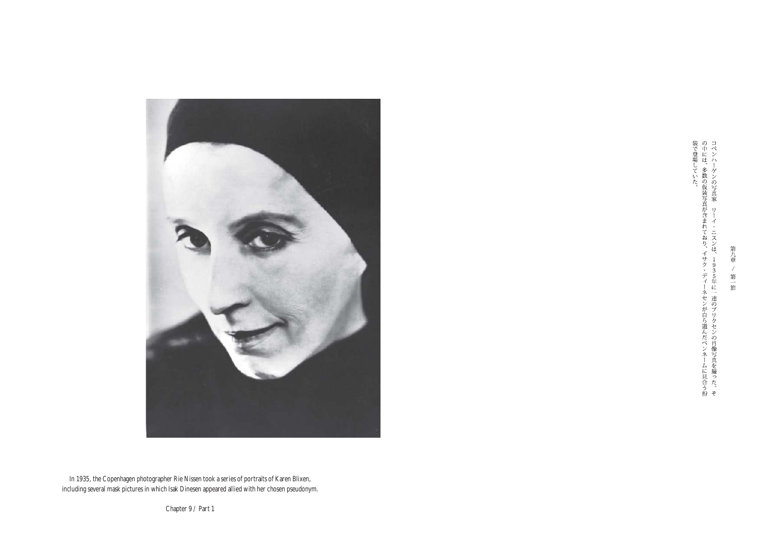第九章　／　第一節

コペンハーゲンの写真家　リーイ・ニスンは、１９３５年に一連のブリクセンの肖像写真を撮った。その中には、多数の仮装写真が含まれており、イサク・ディーネセンが自ら選んだペンネームに見合う扮装で登場していた。

In 1935, the Copenhagen photographer Rie Nissen took a series of portraits of Karen Blixen, including several mask pictures in which Isak Dinesen appeared allied with her chosen pseudonym.

Chapter 9 / Part 1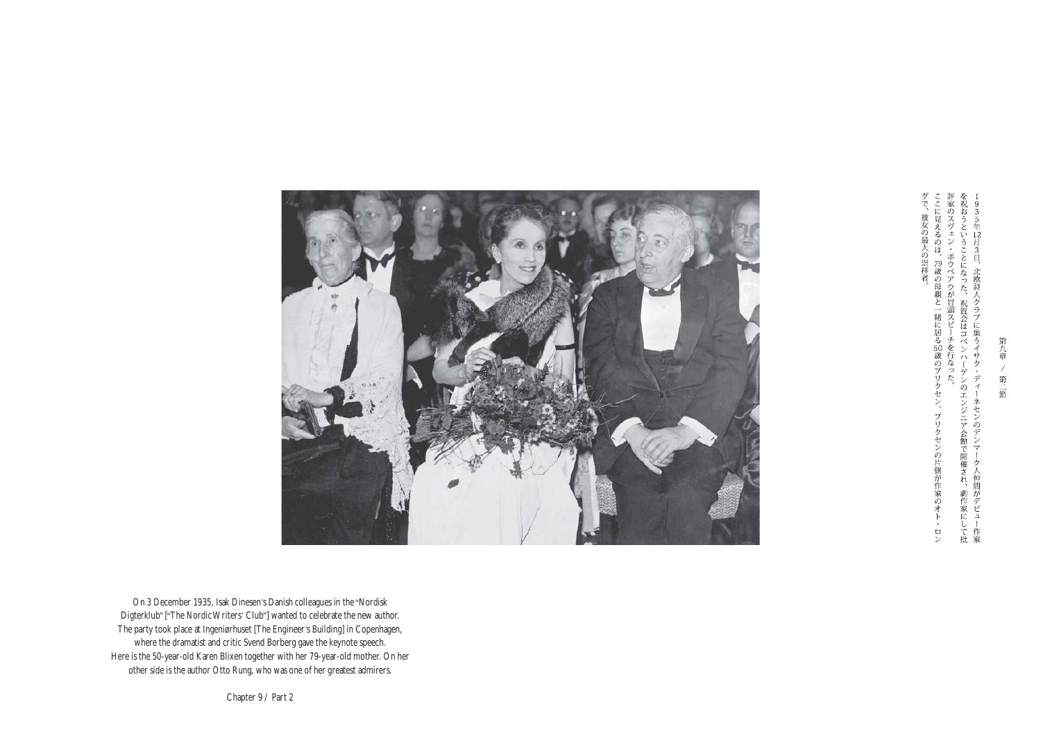1935年12月3日、北欧詩人クラブに集うイサク・ディーネセンのデンマーク人仲間がデビュー作家を祝おうということになった。祝賀会はコペンハーゲンのエンジニア会館で開催され、劇作家にして批評家のスヴェン・ボウベアウが冒頭スピーチを行なった。

ここに見えるのは、79歳の母親と一緒に居る50歳のブリクセン。ブリクセンの片側が作家のオト・ロングで、彼女の最大の崇拝者。

On 3 December 1935, Isak Dinesen's Danish colleagues in the "Nordisk Digterklub" ["The Nordic Writers' Club"] wanted to celebrate the new author. The party took place at Ingeniørhuset [The Engineer's Building] in Copenhagen, where the dramatist and critic Svend Borberg gave the keynote speech. Here is the 50-year-old Karen Blixen together with her 79-year-old mother. On her other side is the author Otto Rung, who was one of her greatest admirers.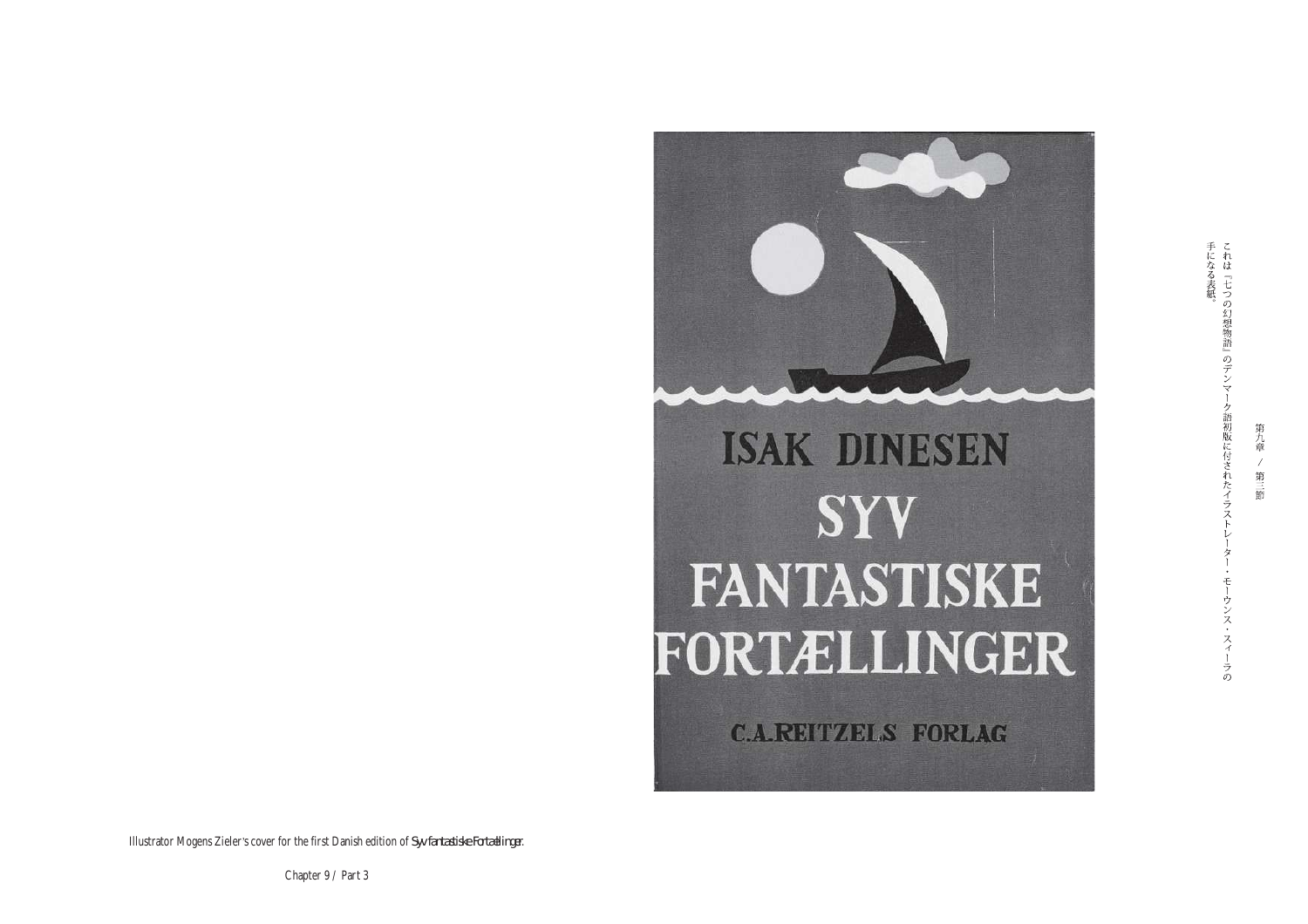これは『七つの幻想物語』のデンマーク語初版に付されたイラストレーター・モーウンス・スィーラの手になる表紙。

Illustrator Mogens Zieler's cover for the first Danish edition of *Syv fantastiske Fortællinger*.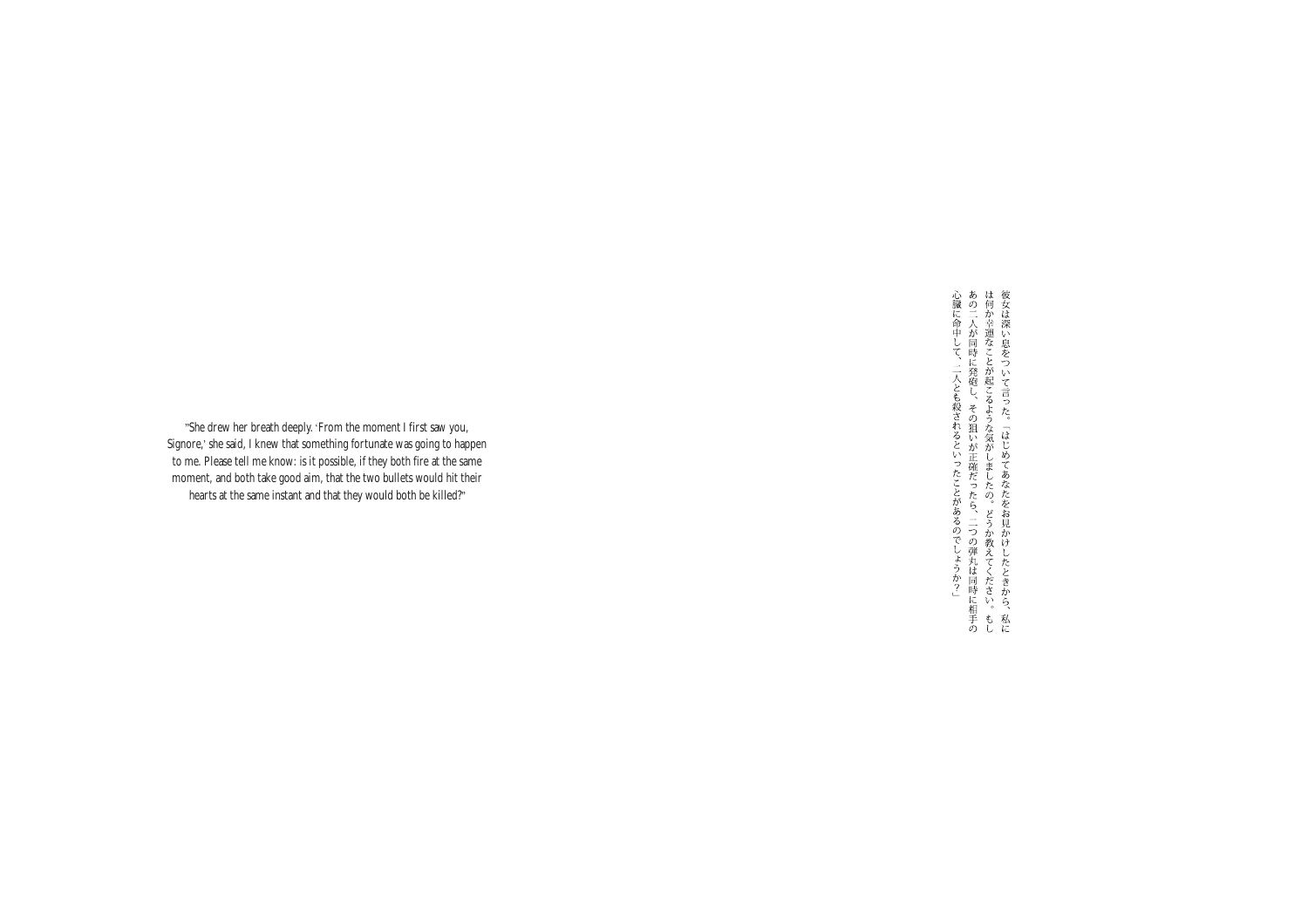"She drew her breath deeply. 'From the moment I first saw you, Signore,' she said, I knew that something fortunate was going to happen to me. Please tell me know: is it possible, if they both fire at the same moment, and both take good aim, that the two bullets would hit their hearts at the same instant and that they would both be killed?"

彼女は深い息をついて言った。「はじめてあなたをお見かけしたときから、私には何か幸運なことが起こるような気がしましたの。どうか教えてください。もしあの二人が同時に発砲し、その狙いが正確だったら、二つの弾丸は同時に相手の心臓に命中して、二人とも殺されるといったことがあるのでしょうか？」